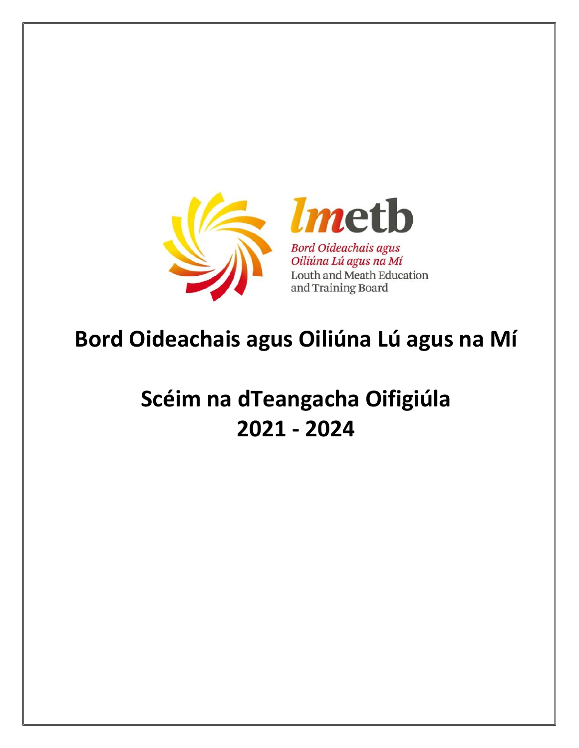# Bord Oideachais agus Oiliúna Lú agus na Mí

# Scéim na dTeangacha Oifigiúla 2021 - 2024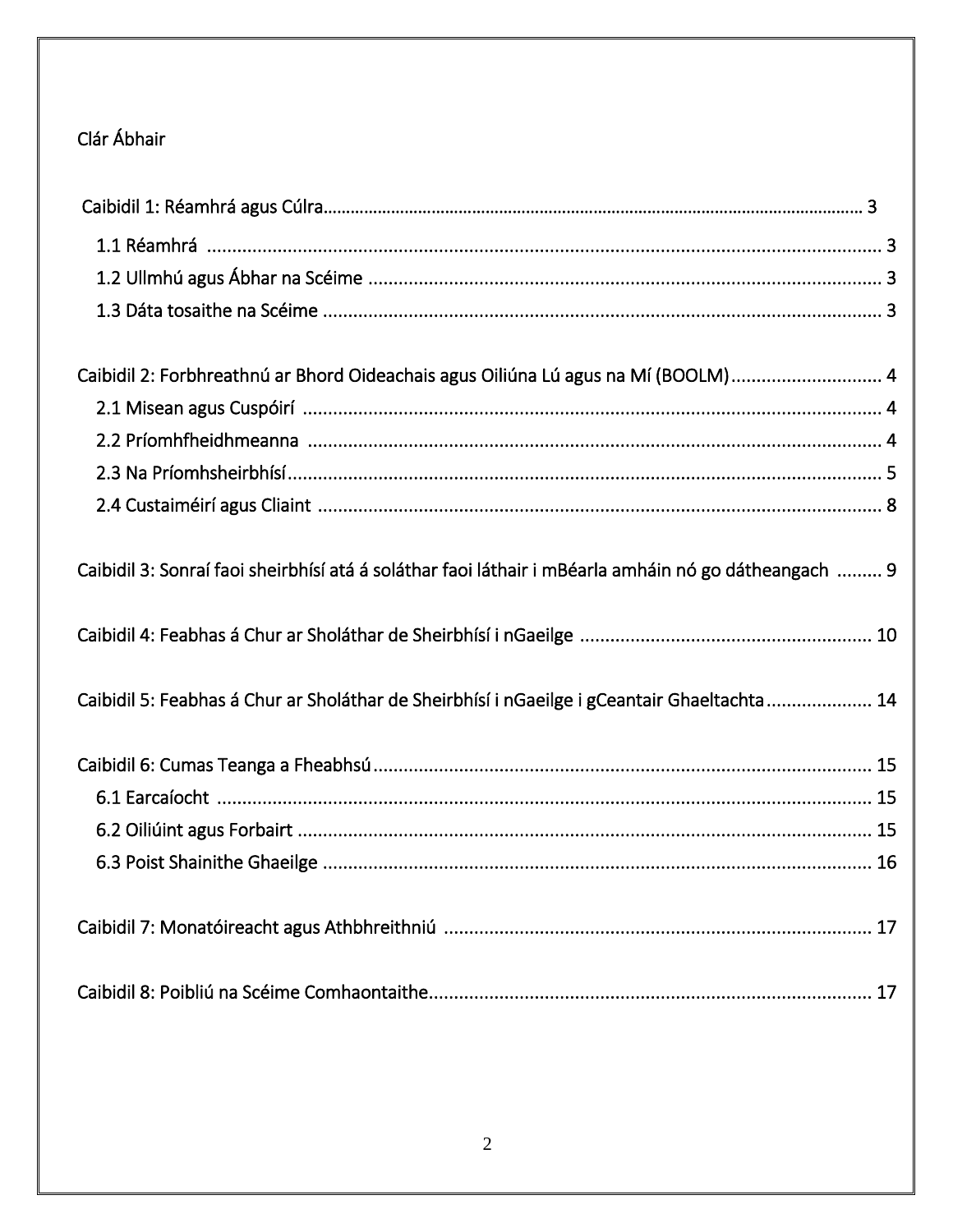# Clár Ábhair

Caibidil 1: Réamhrá agus Cúlra........................................................................................................................ 3

- 1.1 Réamhrá ........................................................................................................................ 3
- 1.2 Ullmhú agus Ábhar na Scéime ........................................................................................ 3
- 1.3 Dáta tosaithe na Scéime ................................................................................................ 3

Caibidil 2: Forbhreathnú ar Bhord Oideachais agus Oiliúna Lú agus na Mí (BOOLM).............................. 4

- 2.1 Misean agus Cuspóirí ..................................................................................................... 4
- 2.2 Príomhfheidhmeanna ................................................................................................... 4
- 2.3 Na Príomhsheirbhísí...................................................................................................... 5
- 2.4 Custaiméirí agus Cliaint ................................................................................................ 8

Caibidil 3: Sonraí faoi sheirbhísí atá á soláthar faoi láthair i mBéarla amháin nó go dátheangach ......... 9

Caibidil 4: Feabhas á Chur ar Sholáthar de Sheirbhísí i nGaeilge ......................................................... 10

Caibidil 5: Feabhas á Chur ar Sholáthar de Sheirbhísí i nGaeilge i gCeantair Ghaeltachta..................... 14

Caibidil 6: Cumas Teanga a Fheabhsú.................................................................................................. 15

- 6.1 Earcaíocht ................................................................................................................... 15
- 6.2 Oiliúint agus Forbairt .................................................................................................. 15
- 6.3 Poist Shainithe Ghaeilge ............................................................................................. 16

Caibidil 7: Monatóireacht agus Athbhreithniú ..................................................................................... 17

Caibidil 8: Poibliú na Scéime Comhaontaithe....................................................................................... 17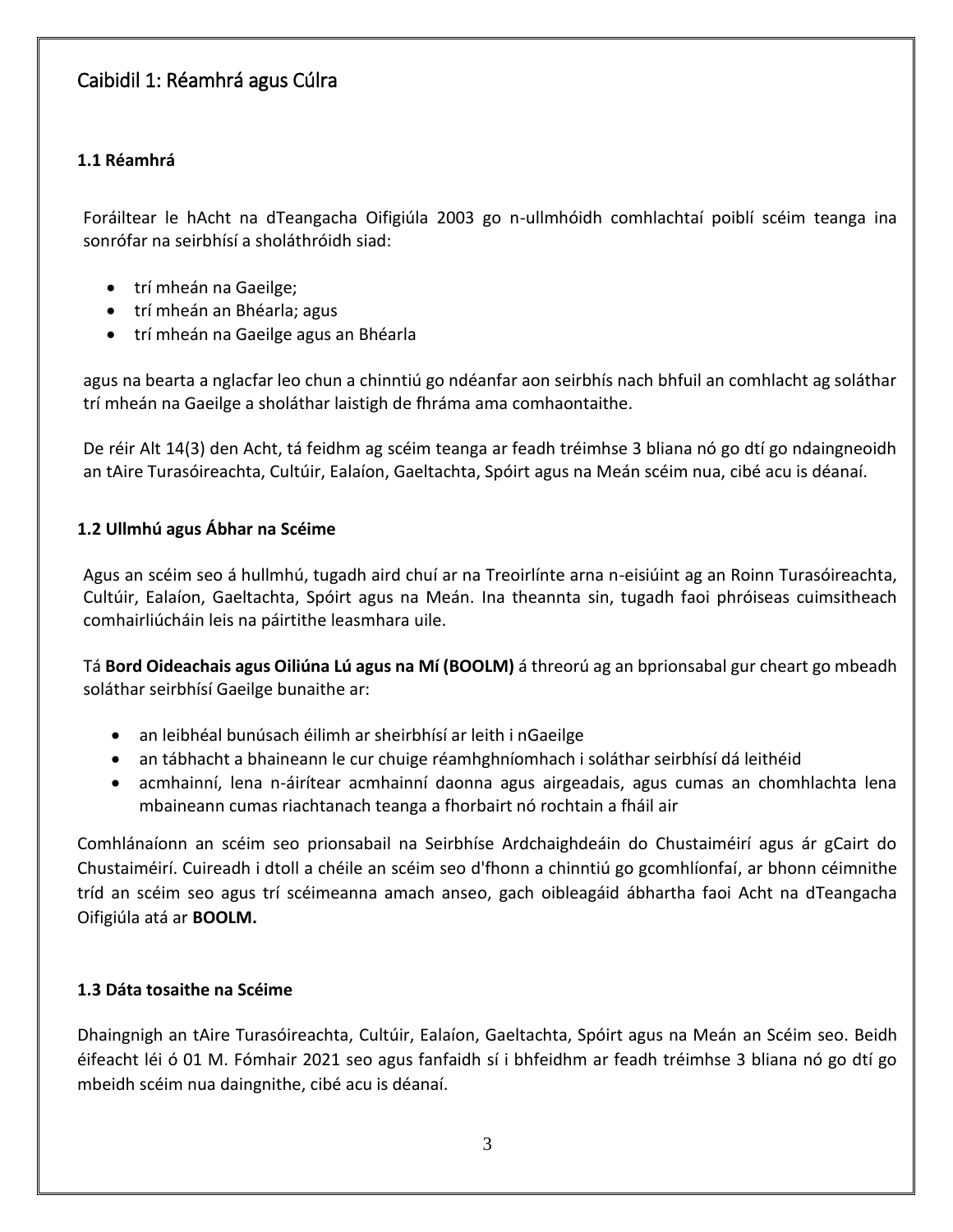# Caibidil 1: Réamhrá agus Cúlra

### 1.1 Réamhrá

Foráiltear le hAcht na dTeangacha Oifigiúla 2003 go n-ullmhóidh comhlachtaí poiblí scéim teanga ina sonrófar na seirbhísí a sholáthróidh siad:

- trí mheán na Gaeilge;
- trí mheán an Bhéarla; agus
- trí mheán na Gaeilge agus an Bhéarla

agus na bearta a nglacfar leo chun a chinntiú go ndéanfar aon seirbhís nach bhfuil an comhlacht ag soláthar trí mheán na Gaeilge a sholáthar laistigh de fhráma ama comhaontaithe.

De réir Alt 14(3) den Acht, tá feidhm ag scéim teanga ar feadh tréimhse 3 bliana nó go dtí go ndaingneoidh an tAire Turasóireachta, Cultúir, Ealaíon, Gaeltachta, Spóirt agus na Meán scéim nua, cibé acu is déanaí.

### 1.2 Ullmhú agus Ábhar na Scéime

Agus an scéim seo á hullmhú, tugadh aird chuí ar na Treoirlínte arna n-eisiúint ag an Roinn Turasóireachta, Cultúir, Ealaíon, Gaeltachta, Spóirt agus na Meán. Ina theannta sin, tugadh faoi phróiseas cuimsitheach comhairliúcháin leis na páirtithe leasmhara uile.

Tá **Bord Oideachais agus Oiliúna Lú agus na Mí (BOOLM)** á threorú ag an bprionsabal gur cheart go mbeadh soláthar seirbhísí Gaeilge bunaithe ar:

- an leibhéal bunúsach éilimh ar sheirbhísí ar leith i nGaeilge
- an tábhacht a bhaineann le cur chuige réamhghníomhach i soláthar seirbhísí dá leithéid
- acmhainní, lena n-áirítear acmhainní daonna agus airgeadais, agus cumas an chomhlachta lena mbaineann cumas riachtanach teanga a fhorbairt nó rochtain a fháil air

Comhlánaíonn an scéim seo prionsabail na Seirbhíse Ardchaighdeáin do Chustaiméirí agus ár gCairt do Chustaiméirí. Cuireadh i dtoll a chéile an scéim seo d'fhonn a chinntiú go gcomhlíonfaí, ar bhonn céimnithe tríd an scéim seo agus trí scéimeanna amach anseo, gach oibleagáid ábhartha faoi Acht na dTeangacha Oifigiúla atá ar **BOOLM.**

### 1.3 Dáta tosaithe na Scéime

Dhaingnigh an tAire Turasóireachta, Cultúir, Ealaíon, Gaeltachta, Spóirt agus na Meán an Scéim seo. Beidh éifeacht léi ó 01 M. Fómhair 2021 seo agus fanfaidh sí i bhfeidhm ar feadh tréimhse 3 bliana nó go dtí go mbeidh scéim nua daingnithe, cibé acu is déanaí.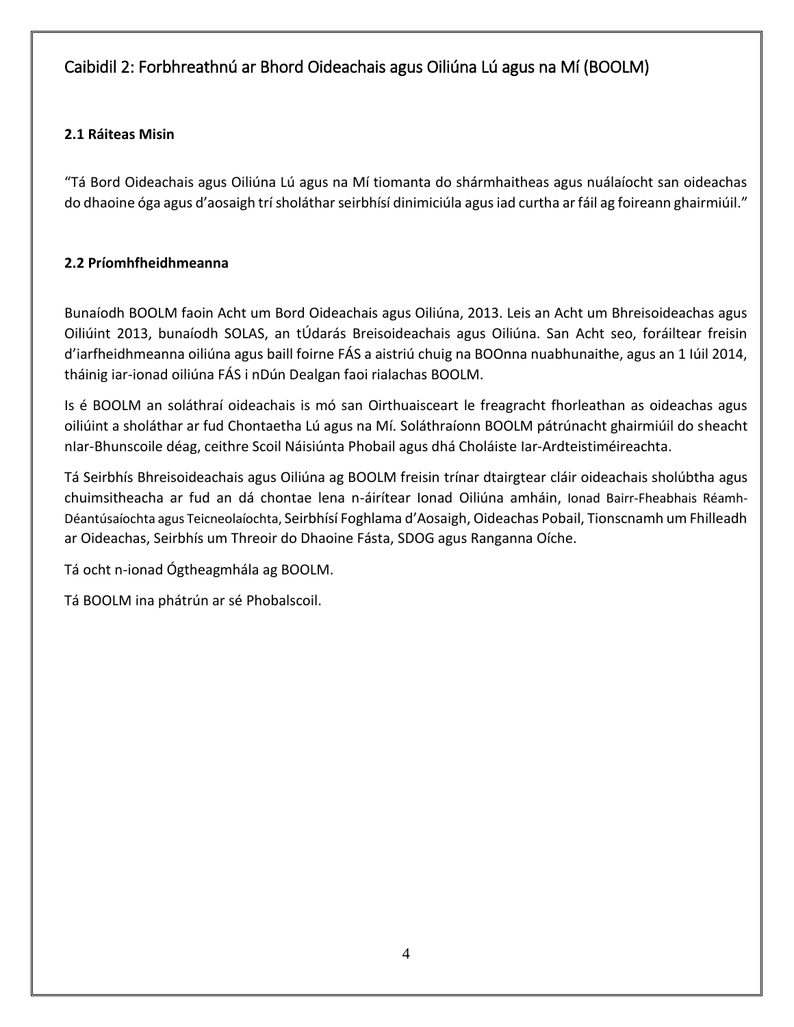## Caibidil 2: Forbhreathnú ar Bhord Oideachais agus Oiliúna Lú agus na Mí (BOOLM)

### 2.1 Ráiteas Misin

"Tá Bord Oideachais agus Oiliúna Lú agus na Mí tiomanta do shármhaitheas agus nuálaíocht san oideachas do dhaoine óga agus d'aosaigh trí sholáthar seirbhísí dinimiciúla agus iad curtha ar fáil ag foireann ghairmiúil."

### 2.2 Príomhfheidhmeanna

Bunaíodh BOOLM faoin Acht um Bord Oideachais agus Oiliúna, 2013. Leis an Acht um Bhreisoideachas agus Oiliúint 2013, bunaíodh SOLAS, an tÚdarás Breisoideachais agus Oiliúna. San Acht seo, foráiltear freisin d'iarfheidhmeanna oiliúna agus baill foirne FÁS a aistriú chuig na BOOnna nuabhunaithe, agus an 1 Iúil 2014, tháinig iar-ionad oiliúna FÁS i nDún Dealgan faoi rialachas BOOLM.

Is é BOOLM an soláthraí oideachais is mó san Oirthuaisceart le freagracht fhorleathan as oideachas agus oiliúint a sholáthar ar fud Chontaetha Lú agus na Mí. Soláthraíonn BOOLM pátrúnacht ghairmiúil do sheacht nIar-Bhunscoile déag, ceithre Scoil Náisiúnta Phobail agus dhá Choláiste Iar-Ardteistiméireachta.

Tá Seirbhís Bhreisoideachais agus Oiliúna ag BOOLM freisin trínar dtairgtear cláir oideachais sholúbtha agus chuimsitheacha ar fud an dá chontae lena n-áirítear Ionad Oiliúna amháin, Ionad Bairr-Fheabhais Réamh-Déantúsaíochta agus Teicneolaíochta, Seirbhísí Foghlama d'Aosaigh, Oideachas Pobail, Tionscnamh um Fhilleadh ar Oideachas, Seirbhís um Threoir do Dhaoine Fásta, SDOG agus Ranganna Oíche.

Tá ocht n-ionad Ógtheagmhála ag BOOLM.

Tá BOOLM ina phátrún ar sé Phobalscoil.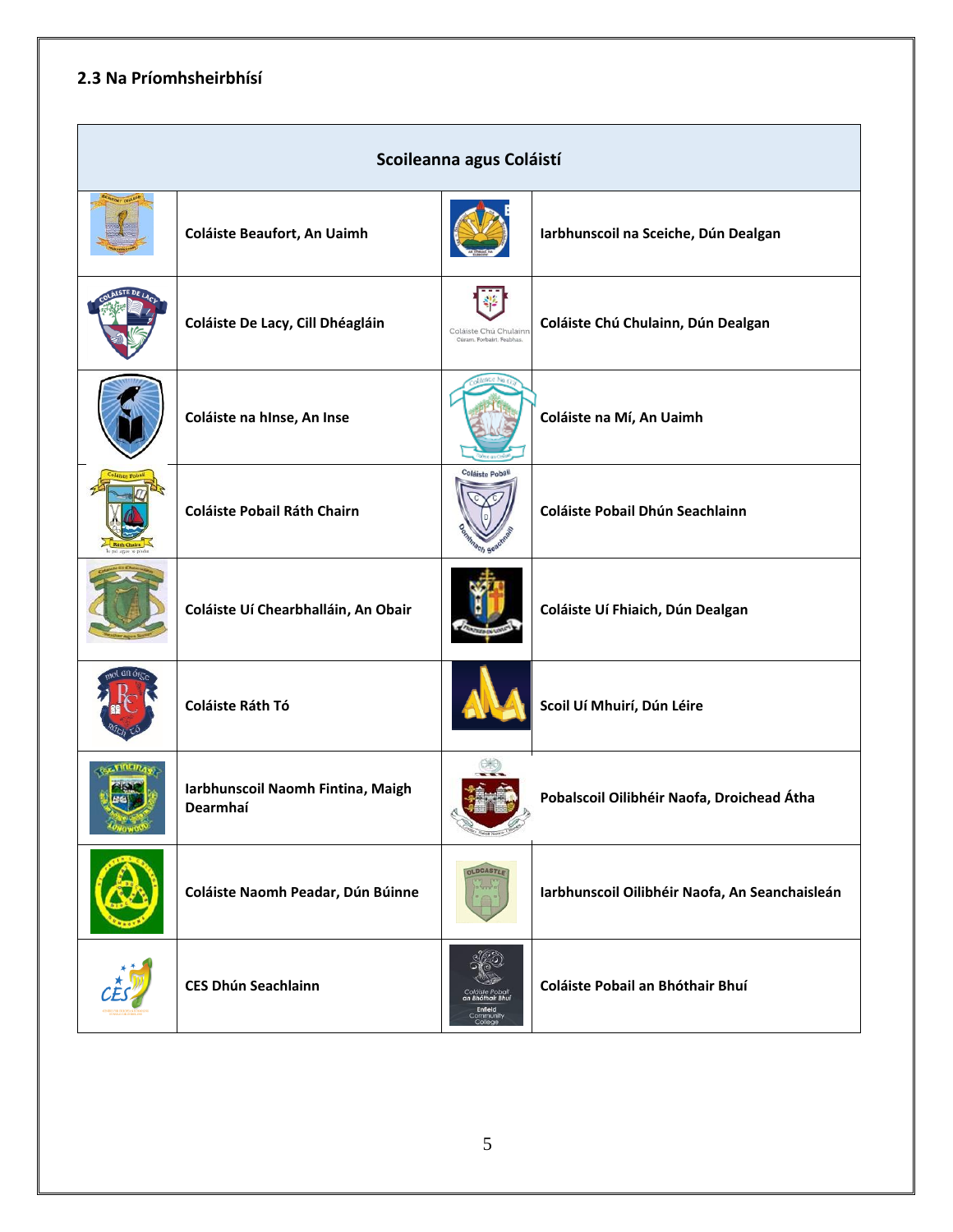### 2.3 Na Príomhsheirbhísí

| Scoileanna agus Coláistí | | | |
|---|---|---|---|
| | Coláiste Beaufort, An Uaimh | | Iarbhunscoil na Sceiche, Dún Dealgan |
| | Coláiste De Lacy, Cill Dhéagláin | | Coláiste Chú Chulainn, Dún Dealgan |
| | Coláiste na hInse, An Inse | | Coláiste na Mí, An Uaimh |
| | Coláiste Pobail Ráth Chairn | | Coláiste Pobail Dhún Seachlainn |
| | Coláiste Uí Chearbhalláin, An Obair | | Coláiste Uí Fhiaich, Dún Dealgan |
| | Coláiste Ráth Tó | | Scoil Uí Mhuirí, Dún Léire |
| | Iarbhunscoil Naomh Fintina, Maigh Dearmhaí | | Pobalscoil Oilibhéir Naofa, Droichead Átha |
| | Coláiste Naomh Peadar, Dún Búinne | | Iarbhunscoil Oilibhéir Naofa, An Seanchaisleán |
| | CES Dhún Seachlainn | | Coláiste Pobail an Bhóthair Bhuí |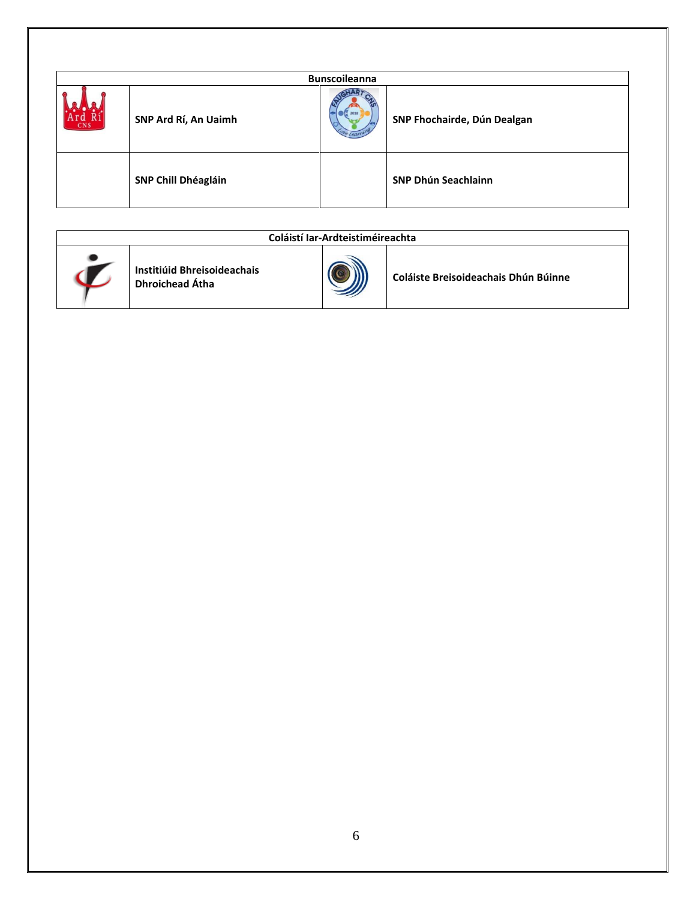| Bunscoileanna | | | |
|---|---|---|---|
| | SNP Ard Rí, An Uaimh | | SNP Fhochairde, Dún Dealgan |
| | SNP Chill Dhéagláin | | SNP Dhún Seachlainn |

| Coláistí Iar-Ardteistiméireachta | | | |
|---|---|---|---|
| | Institiúid Bhreisoideachais Dhroichead Átha | | Coláiste Breisoideachais Dhún Búinne |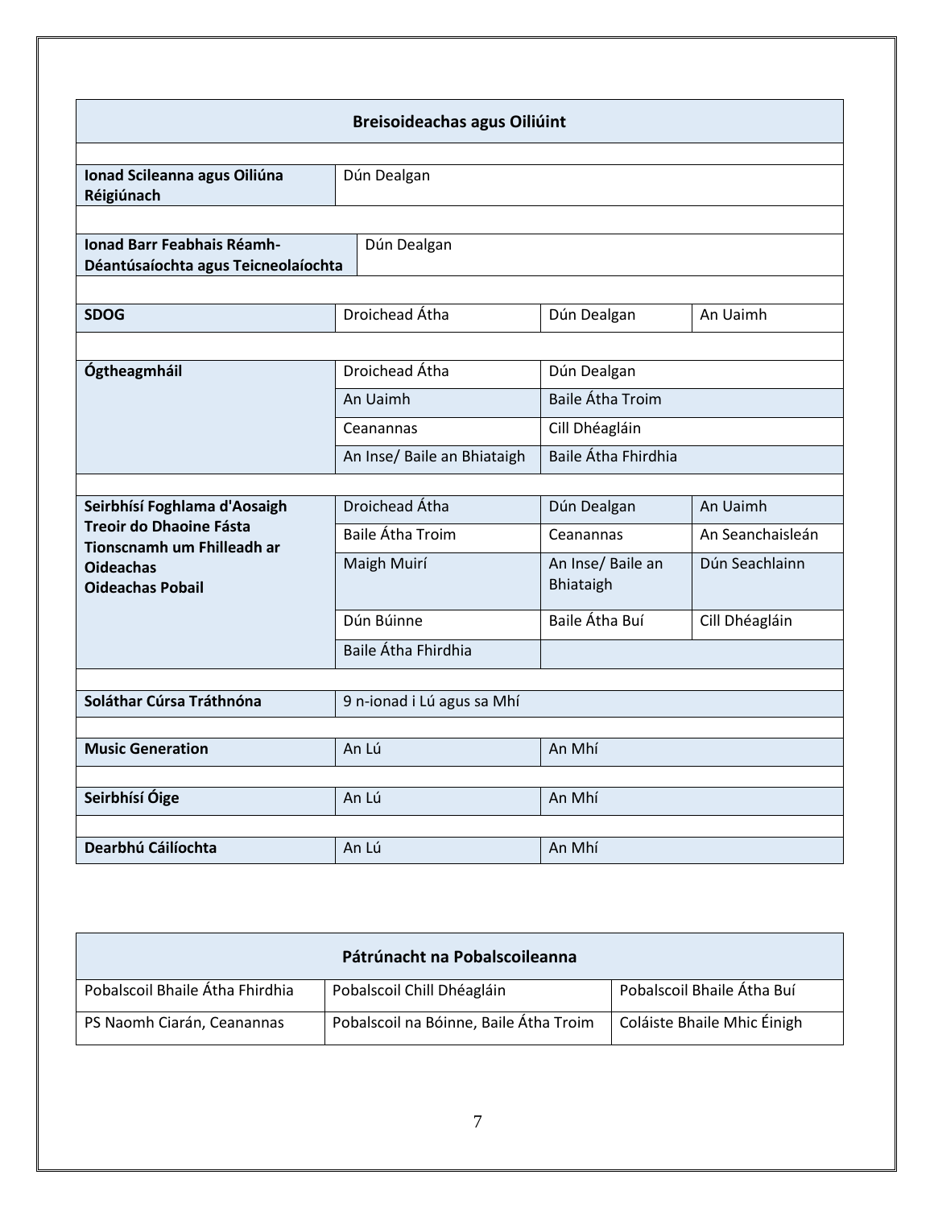| Breisoideachas agus Oiliúint | | | |
|---|---|---|---|
| **Ionad Scileanna agus Oiliúna Réigiúnach** | Dún Dealgan | | |
| **Ionad Barr Feabhais Réamh-Déantúsaíochta agus Teicneolaíochta** | Dún Dealgan | | |
| **SDOG** | Droichead Átha | Dún Dealgan | An Uaimh |
| **Ógtheagmháil** | Droichead Átha | Dún Dealgan | |
| | An Uaimh | Baile Átha Troim | |
| | Ceanannas | Cill Dhéagláin | |
| | An Inse/ Baile an Bhiataigh | Baile Átha Fhirdhia | |
| **Seirbhísí Foghlama d'Aosaigh Treoir do Dhaoine Fásta Tionscnamh um Fhilleadh ar Oideachas Oideachas Pobail** | Droichead Átha | Dún Dealgan | An Uaimh |
| | Baile Átha Troim | Ceanannas | An Seanchaisleán |
| | Maigh Muirí | An Inse/ Baile an Bhiataigh | Dún Seachlainn |
| | Dún Búinne | Baile Átha Buí | Cill Dhéagláin |
| | Baile Átha Fhirdhia | | |
| **Soláthar Cúrsa Tráthnóna** | 9 n-ionad i Lú agus sa Mhí | | |
| **Music Generation** | An Lú | An Mhí | |
| **Seirbhísí Óige** | An Lú | An Mhí | |
| **Dearbhú Cáilíochta** | An Lú | An Mhí | |

| Pátrúnacht na Pobalscoileanna | | |
|---|---|---|
| Pobalscoil Bhaile Átha Fhirdhia | Pobalscoil Chill Dhéagláin | Pobalscoil Bhaile Átha Buí |
| PS Naomh Ciarán, Ceanannas | Pobalscoil na Bóinne, Baile Átha Troim | Coláiste Bhaile Mhic Éinigh |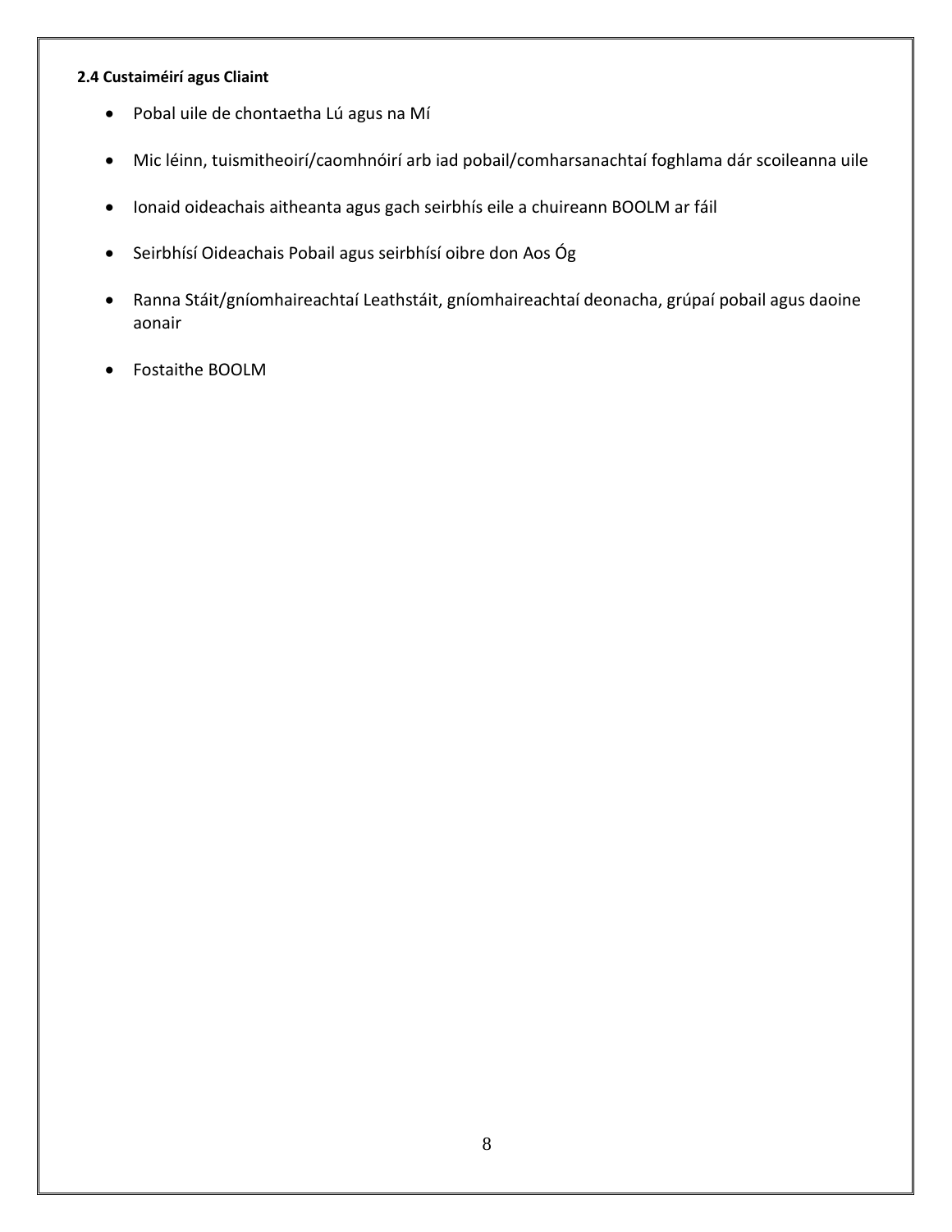#### 2.4 Custaiméirí agus Cliaint

- Pobal uile de chontaetha Lú agus na Mí
- Mic léinn, tuismitheoirí/caomhnóirí arb iad pobail/comharsanachtaí foghlama dár scoileanna uile
- Ionaid oideachais aitheanta agus gach seirbhís eile a chuireann BOOLM ar fáil
- Seirbhísí Oideachais Pobail agus seirbhísí oibre don Aos Óg
- Ranna Stáit/gníomhaireachtaí Leathstáit, gníomhaireachtaí deonacha, grúpaí pobail agus daoine aonair
- Fostaithe BOOLM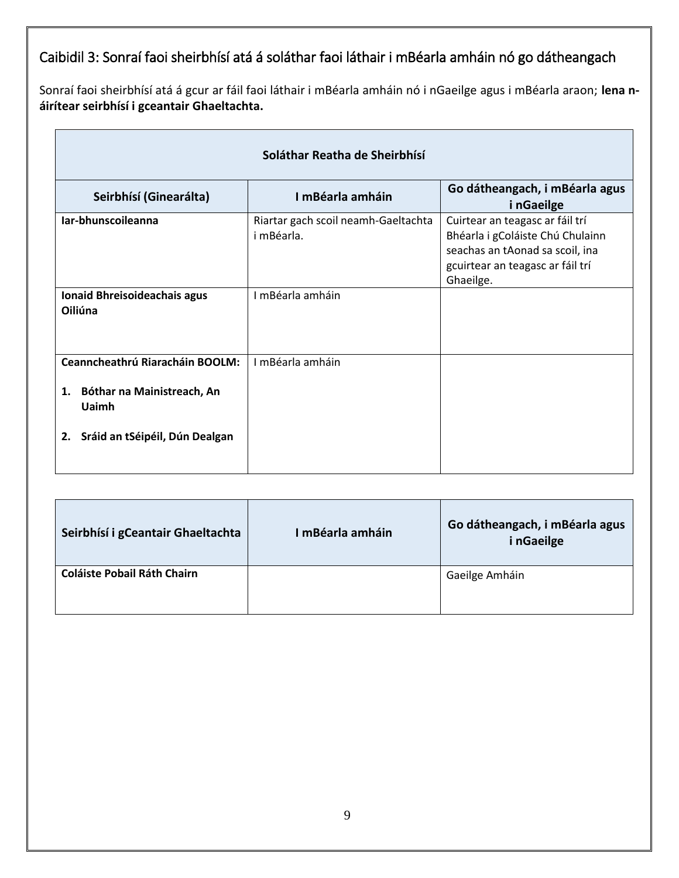## Caibidil 3: Sonraí faoi sheirbhísí atá á soláthar faoi láthair i mBéarla amháin nó go dátheangach

Sonraí faoi sheirbhísí atá á gcur ar fáil faoi láthair i mBéarla amháin nó i nGaeilge agus i mBéarla araon; **lena n-áirítear seirbhísí i gceantair Ghaeltachta.**

| Soláthar Reatha de Sheirbhísí | | |
|---|---|---|
| **Seirbhísí (Ginearálta)** | **I mBéarla amháin** | **Go dátheangach, i mBéarla agus i nGaeilge** |
| **Iar-bhunscoileanna** | Riartar gach scoil neamh-Gaeltachta i mBéarla. | Cuirtear an teagasc ar fáil trí Bhéarla i gColáiste Chú Chulainn seachas an tAonad sa scoil, ina gcuirtear an teagasc ar fáil trí Ghaeilge. |
| **Ionaid Bhreisoideachais agus Oiliúna** | I mBéarla amháin | |
| **Ceanncheathrú Riaracháin BOOLM:** <br> **1. Bóthar na Mainistreach, An Uaimh** <br> **2. Sráid an tSéipéil, Dún Dealgan** | I mBéarla amháin | |

| Seirbhísí i gCeantair Ghaeltachta | I mBéarla amháin | Go dátheangach, i mBéarla agus i nGaeilge |
|---|---|---|
| **Coláiste Pobail Ráth Chairn** | | Gaeilge Amháin |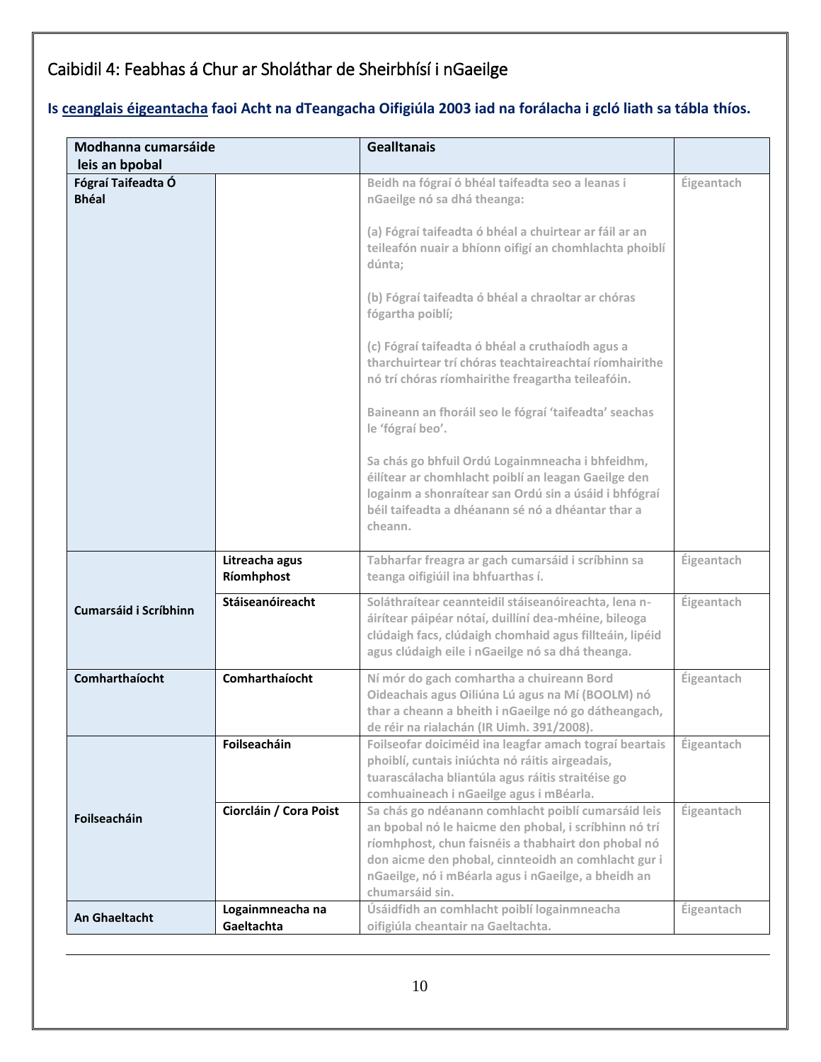# Caibidil 4: Feabhas á Chur ar Sholáthar de Sheirbhísí i nGaeilge

**Is <u>ceanglais éigeantacha</u> faoi Acht na dTeangacha Oifigiúla 2003 iad na forálacha i gcló liath sa tábla thíos.**

| Modhanna cumarsáide leis an bpobal | | Gealltanais | |
|---|---|---|---|
| **Fógraí Taifeadta Ó Bhéal** | | Beidh na fógraí ó bhéal taifeadta seo a leanas i nGaeilge nó sa dhá theanga:<br><br>(a) Fógraí taifeadta ó bhéal a chuirtear ar fáil ar an teileafón nuair a bhíonn oifigí an chomhlachta phoiblí dúnta;<br><br>(b) Fógraí taifeadta ó bhéal a chraoltar ar chóras fógartha poiblí;<br><br>(c) Fógraí taifeadta ó bhéal a cruthaíodh agus a tharchuirtear trí chóras teachtaireachtaí ríomhairithe nó trí chóras ríomhairithe freagartha teileafóin.<br><br>Baineann an fhoráil seo le fógraí 'taifeadta' seachas le 'fógraí beo'.<br><br>Sa chás go bhfuil Ordú Logainmneacha i bhfeidhm, éilítear ar chomhlacht poiblí an leagan Gaeilge den logainm a shonraítear san Ordú sin a úsáid i bhfógraí béil taifeadta a dhéanann sé nó a dhéantar thar a cheann. | Éigeantach |
| **Cumarsáid i Scríbhinn** | **Litreacha agus Ríomhphost** | Tabharfar freagra ar gach cumarsáid i scríbhinn sa teanga oifigiúil ina bhfuarthas í. | Éigeantach |
| | **Stáiseanóireacht** | Soláthraítear ceannteidil stáiseanóireachta, lena n-áirítear páipéar nótaí, duillíní dea-mhéine, bileoga clúdaigh facs, clúdaigh chomhaid agus fillteáin, lipéid agus clúdaigh eile i nGaeilge nó sa dhá theanga. | Éigeantach |
| **Comharthaíocht** | **Comharthaíocht** | Ní mór do gach comhartha a chuireann Bord Oideachais agus Oiliúna Lú agus na Mí (BOOLM) nó thar a cheann a bheith i nGaeilge nó go dátheangach, de réir na rialachán (IR Uimh. 391/2008). | Éigeantach |
| **Foilseacháin** | **Foilseacháin** | Foilseofar doiciméid ina leagfar amach tograí beartais phoiblí, cuntais iniúchta nó ráitis airgeadais, tuarascálacha bliantúla agus ráitis straitéise go comhuaineach i nGaeilge agus i mBéarla. | Éigeantach |
| | **Ciorcláin / Cora Poist** | Sa chás go ndéanann comhlacht poiblí cumarsáid leis an bpobal nó le haicme den phobal, i scríbhinn nó trí ríomhphost, chun faisnéis a thabhairt don phobal nó don aicme den phobal, cinnteoidh an comhlacht gur i nGaeilge, nó i mBéarla agus i nGaeilge, a bheidh an chumarsáid sin. | Éigeantach |
| **An Ghaeltacht** | **Logainmneacha na Gaeltachta** | Úsáidfidh an comhlacht poiblí logainmneacha oifigiúla cheantair na Gaeltachta. | Éigeantach |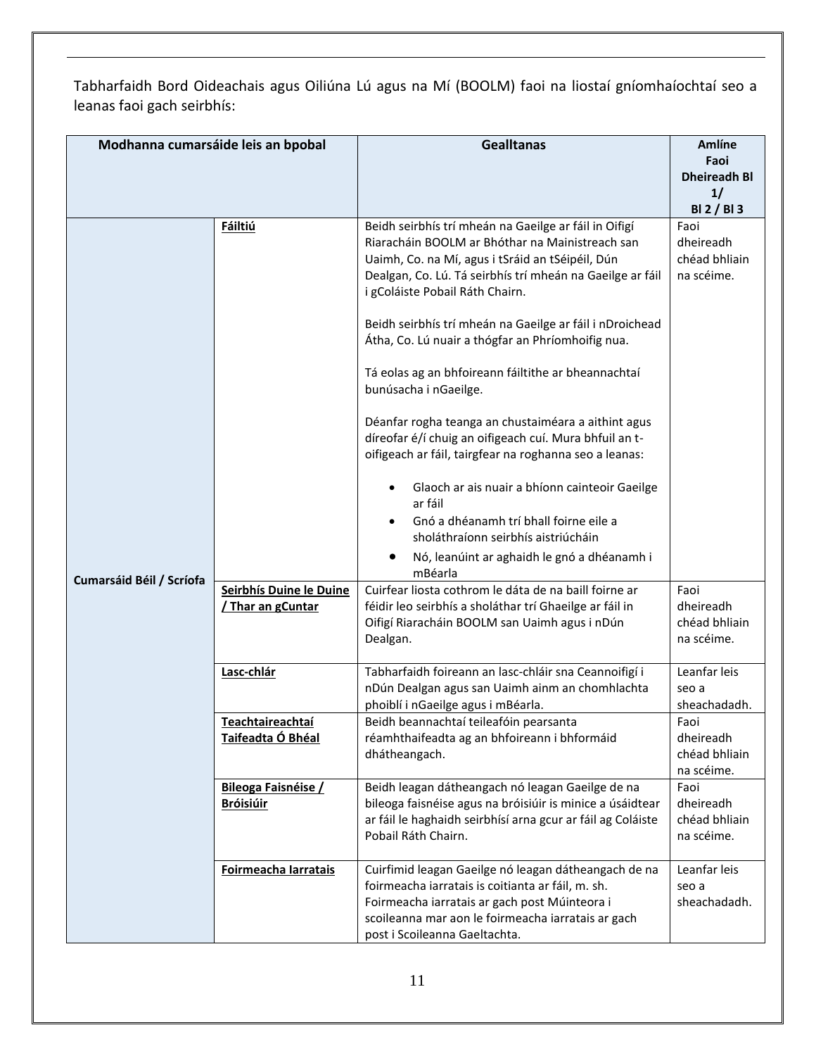Tabharfaidh Bord Oideachais agus Oiliúna Lú agus na Mí (BOOLM) faoi na liostaí gníomhaíochtaí seo a leanas faoi gach seirbhís:

| Modhanna cumarsáide leis an bpobal | | Gealltanas | Amlíne Faoi Dheireadh Bl 1/ Bl 2 / Bl 3 |
|---|---|---|---|
| Cumarsáid Béil / Scríofa | **Fáiltiú** | Beidh seirbhís trí mheán na Gaeilge ar fáil in Oifigí Riaracháin BOOLM ar Bhóthar na Mainistreach san Uaimh, Co. na Mí, agus i tSráid an tSéipéil, Dún Dealgan, Co. Lú. Tá seirbhís trí mheán na Gaeilge ar fáil i gColáiste Pobail Ráth Chairn.<br><br>Beidh seirbhís trí mheán na Gaeilge ar fáil i nDroichead Átha, Co. Lú nuair a thógfar an Phríomhoifig nua.<br><br>Tá eolas ag an bhfoireann fáiltithe ar bheannachtaí bunúsacha i nGaeilge.<br><br>Déanfar rogha teanga an chustaiméara a aithint agus díreofar é/í chuig an oifigeach cuí. Mura bhfuil an t-oifigeach ar fáil, tairgfear na roghanna seo a leanas:<br>• Glaoch ar ais nuair a bhíonn cainteoir Gaeilge ar fáil<br>• Gnó a dhéanamh trí bhall foirne eile a sholáthraíonn seirbhís aistriúcháin<br>• Nó, leanúint ar aghaidh le gnó a dhéanamh i mBéarla | Faoi dheireadh chéad bhliain na scéime. |
| | **Seirbhís Duine le Duine / Thar an gCuntar** | Cuirfear liosta cothrom le dáta de na baill foirne ar féidir leo seirbhís a sholáthar trí Ghaeilge ar fáil in Oifigí Riaracháin BOOLM san Uaimh agus i nDún Dealgan. | Faoi dheireadh chéad bhliain na scéime. |
| | **Lasc-chlár** | Tabharfaidh foireann an lasc-chláir sna Ceannoifigí i nDún Dealgan agus san Uaimh ainm an chomhlachta phoiblí i nGaeilge agus i mBéarla. | Leanfar leis seo a sheachadadh. |
| | **Teachtaireachtaí Taifeadta Ó Bhéal** | Beidh beannachtaí teileafóin pearsanta réamhthaifeadta ag an bhfoireann i bhformáid dhátheangach. | Faoi dheireadh chéad bhliain na scéime. |
| | **Bileoga Faisnéise / Bróisiúir** | Beidh leagan dátheangach nó leagan Gaeilge de na bileoga faisnéise agus na bróisiúir is minice a úsáidtear ar fáil le haghaidh seirbhísí arna gcur ar fáil ag Coláiste Pobail Ráth Chairn. | Faoi dheireadh chéad bhliain na scéime. |
| | **Foirmeacha Iarratais** | Cuirfimid leagan Gaeilge nó leagan dátheangach de na foirmeacha iarratais is coitianta ar fáil, m. sh. Foirmeacha iarratais ar gach post Múinteora i scoileanna mar aon le foirmeacha iarratais ar gach post i Scoileanna Gaeltachta. | Leanfar leis seo a sheachadadh. |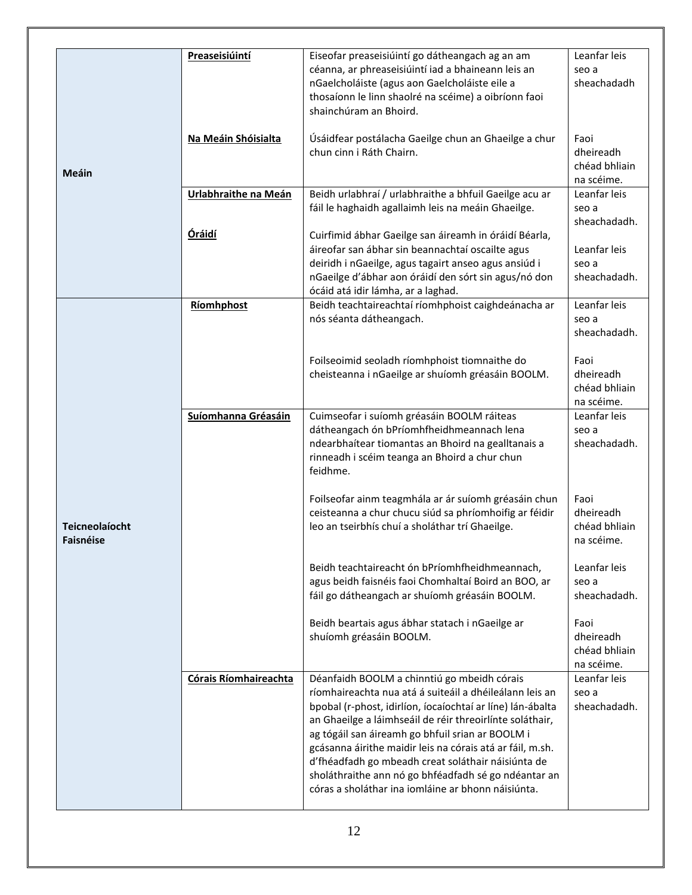| | | | |
|---|---|---|---|
| **Meáin** | **Preaseisiúintí** | Eiseofar preaseisiúintí go dátheangach ag an am céanna, ar phreaseisiúintí iad a bhaineann leis an nGaelcholáiste (agus aon Gaelcholáiste eile a thosaíonn le linn shaolré na scéime) a oibríonn faoi shainchúram an Bhoird. | Leanfar leis seo a sheachadadh |
| | **Na Meáin Shóisialta** | Úsáidfear postálacha Gaeilge chun an Ghaeilge a chur chun cinn i Ráth Chairn. | Faoi dheireadh chéad bhliain na scéime. |
| | **Urlabhraithe na Meán** | Beidh urlabhraí / urlabhraithe a bhfuil Gaeilge acu ar fáil le haghaidh agallaimh leis na meáin Ghaeilge. | Leanfar leis seo a sheachadadh. |
| | **Óráidí** | Cuirfimid ábhar Gaeilge san áireamh in óráidí Béarla, áireofar san ábhar sin beannachtaí oscailte agus deiridh i nGaeilge, agus tagairt anseo agus ansiúd i nGaeilge d'ábhar aon óráidí den sórt sin agus/nó don ócáid atá idir lámha, ar a laghad. | Leanfar leis seo a sheachadadh. |
| **Teicneolaíocht Faisnéise** | **Ríomhphost** | Beidh teachtaireachtaí ríomhphoist caighdeánacha ar nós séanta dátheangach. | Leanfar leis seo a sheachadadh. |
| | | Foilseoimid seoladh ríomhphoist tiomnaithe do cheisteanna i nGaeilge ar shuíomh gréasáin BOOLM. | Faoi dheireadh chéad bhliain na scéime. |
| | **Suíomhanna Gréasáin** | Cuimseofar i suíomh gréasáin BOOLM ráiteas dátheangach ón bPríomhfheidhmeannach lena ndearbhaítear tiomantas an Bhoird na gealltanais a rinneadh i scéim teanga an Bhoird a chur chun feidhme. | Leanfar leis seo a sheachadadh. |
| | | Foilseofar ainm teagmhála ar ár suíomh gréasáin chun ceisteanna a chur chucu siúd sa phríomhoifig ar féidir leo an tseirbhís chuí a sholáthar trí Ghaeilge. | Faoi dheireadh chéad bhliain na scéime. |
| | | Beidh teachtaireacht ón bPríomhfheidhmeannach, agus beidh faisnéis faoi Chomhaltaí Boird an BOO, ar fáil go dátheangach ar shuíomh gréasáin BOOLM. | Leanfar leis seo a sheachadadh. |
| | | Beidh beartais agus ábhar statach i nGaeilge ar shuíomh gréasáin BOOLM. | Faoi dheireadh chéad bhliain na scéime. |
| | **Córais Ríomhaireachta** | Déanfaidh BOOLM a chinntiú go mbeidh córais ríomhaireachta nua atá á suiteáil a dhéileálann leis an bpobal (r-phost, idirlíon, íocaíochtaí ar líne) lán-ábalta an Ghaeilge a láimhseáil de réir threoirlínte soláthair, ag tógáil san áireamh go bhfuil srian ar BOOLM i gcásanna áirithe maidir leis na córais atá ar fáil, m.sh. d'fhéadfadh go mbeadh creat soláthair náisiúnta de sholáthraithe ann nó go bhféadfadh sé go ndéantar an córas a sholáthar ina iomláine ar bhonn náisiúnta. | Leanfar leis seo a sheachadadh. |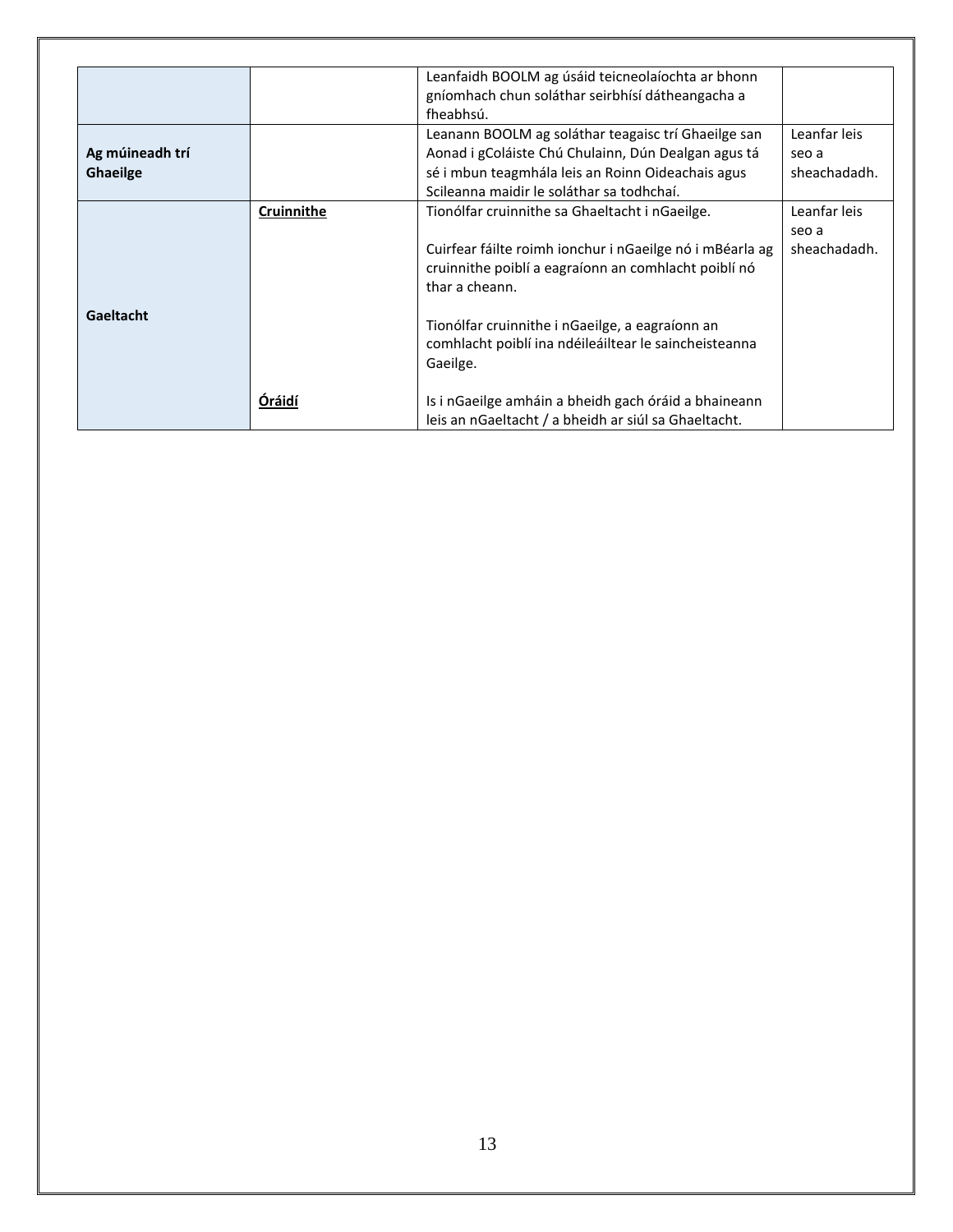| | | | |
|---|---|---|---|
| | | Leanfaidh BOOLM ag úsáid teicneolaíochta ar bhonn gníomhach chun soláthar seirbhísí dátheangacha a fheabhsú. | |
| **Ag múineadh trí Ghaeilge** | | Leanann BOOLM ag soláthar teagaisc trí Ghaeilge san Aonad i gColáiste Chú Chulainn, Dún Dealgan agus tá sé i mbun teagmhála leis an Roinn Oideachais agus Scileanna maidir le soláthar sa todhchaí. | Leanfar leis seo a sheachadadh. |
| **Gaeltacht** | **Cruinnithe** | Tionólfar cruinnithe sa Ghaeltacht i nGaeilge.<br><br>Cuirfear fáilte roimh ionchur i nGaeilge nó i mBéarla ag cruinnithe poiblí a eagraíonn an comhlacht poiblí nó thar a cheann.<br><br>Tionólfar cruinnithe i nGaeilge, a eagraíonn an comhlacht poiblí ina ndéileáiltear le saincheisteanna Gaeilge. | Leanfar leis seo a sheachadadh. |
| | **Óráidí** | Is i nGaeilge amháin a bheidh gach óráid a bhaineann leis an nGaeltacht / a bheidh ar siúl sa Ghaeltacht. | |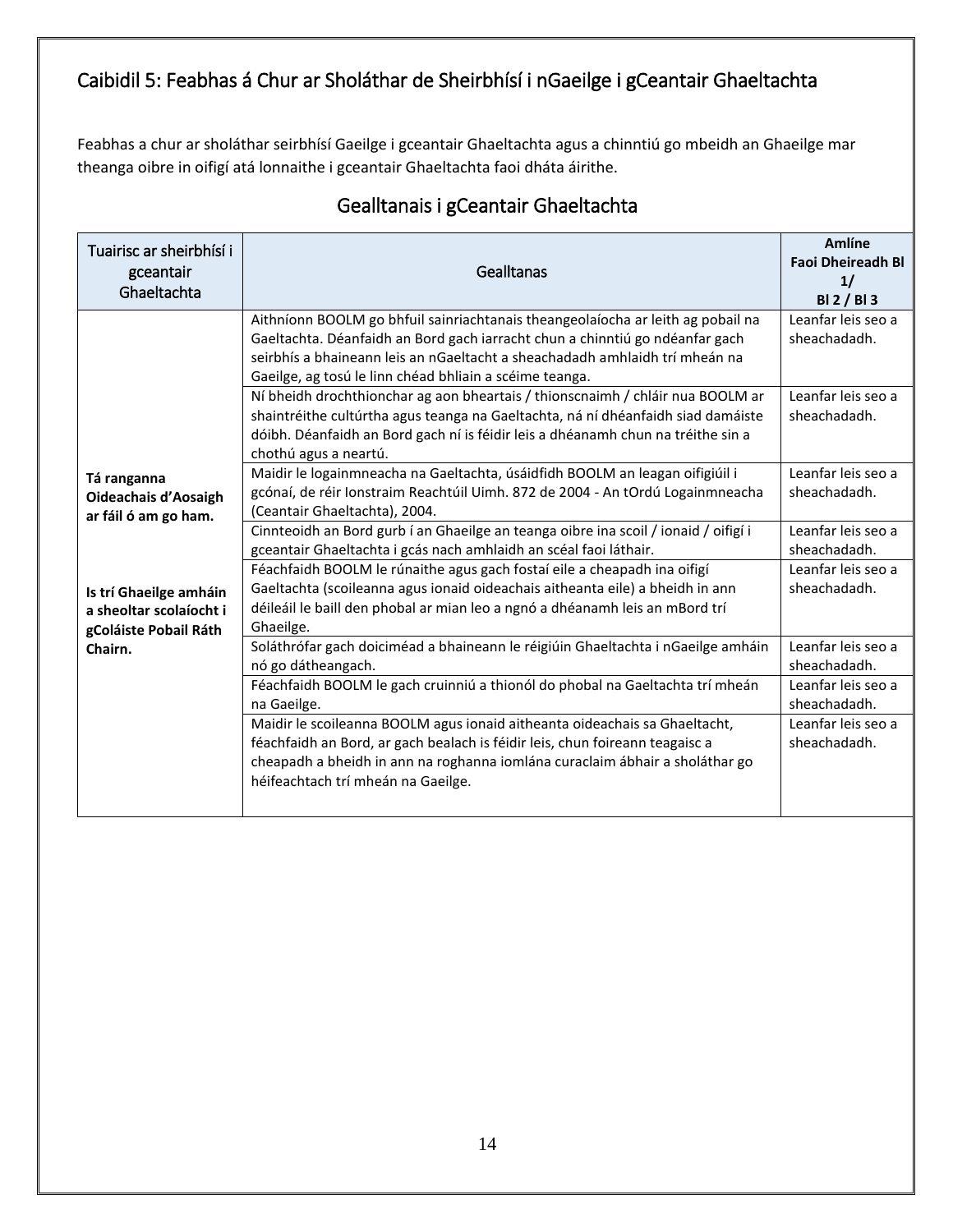## Caibidil 5: Feabhas á Chur ar Sholáthar de Sheirbhísí i nGaeilge i gCeantair Ghaeltachta

Feabhas a chur ar sholáthar seirbhísí Gaeilge i gceantair Ghaeltachta agus a chinntiú go mbeidh an Ghaeilge mar theanga oibre in oifigí atá lonnaithe i gceantair Ghaeltachta faoi dháta áirithe.

### Gealltanais i gCeantair Ghaeltachta

| Tuairisc ar sheirbhísí i gceantair Ghaeltachta | Gealltanas | **Amlíne Faoi Dheireadh Bl 1/ Bl 2 / Bl 3** |
|---|---|---|
| **Tá ranganna Oideachais d'Aosaigh ar fáil ó am go ham.** **Is trí Ghaeilge amháin a sheoltar scolaíocht i gColáiste Pobail Ráth Chairn.** | Aithníonn BOOLM go bhfuil sainriachtanais theangeolaíocha ar leith ag pobail na Gaeltachta. Déanfaidh an Bord gach iarracht chun a chinntiú go ndéanfar gach seirbhís a bhaineann leis an nGaeltacht a sheachadadh amhlaidh trí mheán na Gaeilge, ag tosú le linn chéad bhliain a scéime teanga. | Leanfar leis seo a sheachadadh. |
| | Ní bheidh drochthionchar ag aon bheartais / thionscnaimh / chláir nua BOOLM ar shaintréithe cultúrtha agus teanga na Gaeltachta, ná ní dhéanfaidh siad damáiste dóibh. Déanfaidh an Bord gach ní is féidir leis a dhéanamh chun na tréithe sin a chothú agus a neartú. | Leanfar leis seo a sheachadadh. |
| | Maidir le logainmneacha na Gaeltachta, úsáidfidh BOOLM an leagan oifigiúil i gcónaí, de réir Ionstraim Reachtúil Uimh. 872 de 2004 - An tOrdú Logainmneacha (Ceantair Ghaeltachta), 2004. | Leanfar leis seo a sheachadadh. |
| | Cinnteoidh an Bord gurb í an Ghaeilge an teanga oibre ina scoil / ionaid / oifigí i gceantair Ghaeltachta i gcás nach amhlaidh an scéal faoi láthair. | Leanfar leis seo a sheachadadh. |
| | Féachfaidh BOOLM le rúnaithe agus gach fostaí eile a cheapadh ina oifigí Gaeltachta (scoileanna agus ionaid oideachais aitheanta eile) a bheidh in ann déileáil le baill den phobal ar mian leo a ngnó a dhéanamh leis an mBord trí Ghaeilge. | Leanfar leis seo a sheachadadh. |
| | Soláthrófar gach doiciméad a bhaineann le réigiúin Ghaeltachta i nGaeilge amháin nó go dátheangach. | Leanfar leis seo a sheachadadh. |
| | Féachfaidh BOOLM le gach cruinniú a thionól do phobal na Gaeltachta trí mheán na Gaeilge. | Leanfar leis seo a sheachadadh. |
| | Maidir le scoileanna BOOLM agus ionaid aitheanta oideachais sa Ghaeltacht, féachfaidh an Bord, ar gach bealach is féidir leis, chun foireann teagaisc a cheapadh a bheidh in ann na roghanna iomlána curaclaim ábhair a sholáthar go héifeachtach trí mheán na Gaeilge. | Leanfar leis seo a sheachadadh. |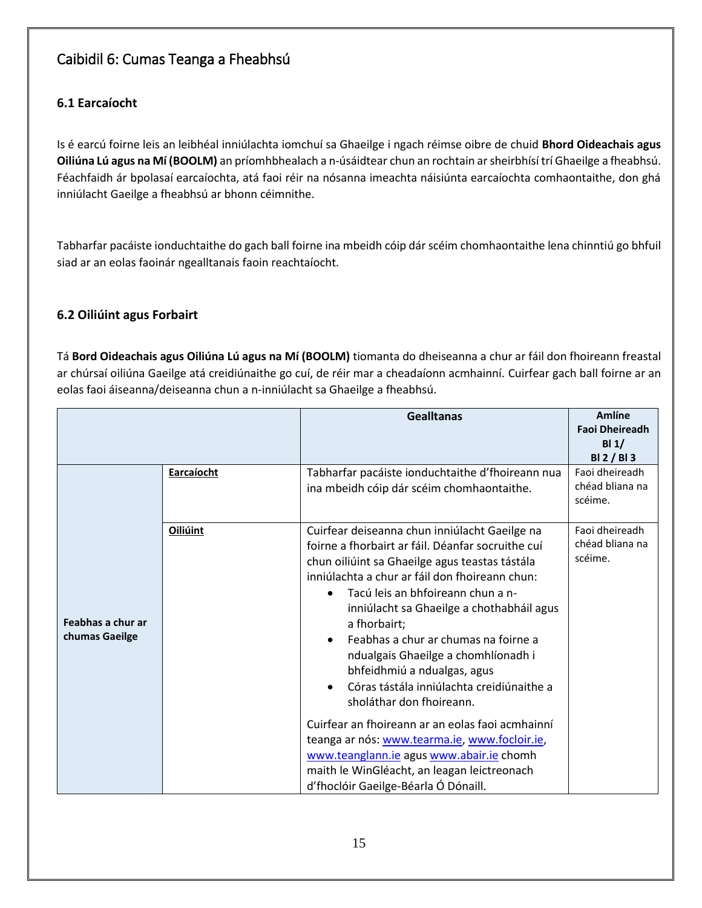## Caibidil 6: Cumas Teanga a Fheabhsú

### 6.1 Earcaíocht

Is é earcú foirne leis an leibhéal inniúlachta iomchuí sa Ghaeilge i ngach réimse oibre de chuid **Bhord Oideachais agus Oiliúna Lú agus na Mí (BOOLM)** an príomhbhealach a n-úsáidtear chun an rochtain ar sheirbhísí trí Ghaeilge a fheabhsú. Féachfaidh ár bpolasaí earcaíochta, atá faoi réir na nósanna imeachta náisiúnta earcaíochta comhaontaithe, don ghá inniúlacht Gaeilge a fheabhsú ar bhonn céimnithe.

Tabharfar pacáiste ionduchtaithe do gach ball foirne ina mbeidh cóip dár scéim chomhaontaithe lena chinntiú go bhfuil siad ar an eolas faoinár ngealltanais faoin reachtaíocht.

### 6.2 Oiliúint agus Forbairt

Tá **Bord Oideachais agus Oiliúna Lú agus na Mí (BOOLM)** tiomanta do dheiseanna a chur ar fáil don fhoireann freastal ar chúrsaí oiliúna Gaeilge atá creidiúnaithe go cuí, de réir mar a cheadaíonn acmhainní. Cuirfear gach ball foirne ar an eolas faoi áiseanna/deiseanna chun a n-inniúlacht sa Ghaeilge a fheabhsú.

| | | Gealltanas | Amlíne Faoi Dheireadh Bl 1/ Bl 2 / Bl 3 |
|---|---|---|---|
| **Feabhas a chur ar chumas Gaeilge** | **Earcaíocht** | Tabharfar pacáiste ionduchtaithe d'fhoireann nua ina mbeidh cóip dár scéim chomhaontaithe. | Faoi dheireadh chéad bliana na scéime. |
| | **Oiliúint** | Cuirfear deiseanna chun inniúlacht Gaeilge na foirne a fhorbairt ar fáil. Déanfar socruithe cuí chun oiliúint sa Ghaeilge agus teastas tástála inniúlachta a chur ar fáil don fhoireann chun:<br>• Tacú leis an bhfoireann chun a n-inniúlacht sa Ghaeilge a chothabháil agus a fhorbairt;<br>• Feabhas a chur ar chumas na foirne a ndualgais Ghaeilge a chomhlíonadh i bhfeidhmiú a ndualgas, agus<br>• Córas tástála inniúlachta creidiúnaithe a sholáthar don fhoireann.<br><br>Cuirfear an fhoireann ar an eolas faoi acmhainní teanga ar nós: www.tearma.ie, www.focloir.ie, www.teanglann.ie agus www.abair.ie chomh maith le WinGléacht, an leagan leictreonach d'fhoclóir Gaeilge-Béarla Ó Dónaill. | Faoi dheireadh chéad bliana na scéime. |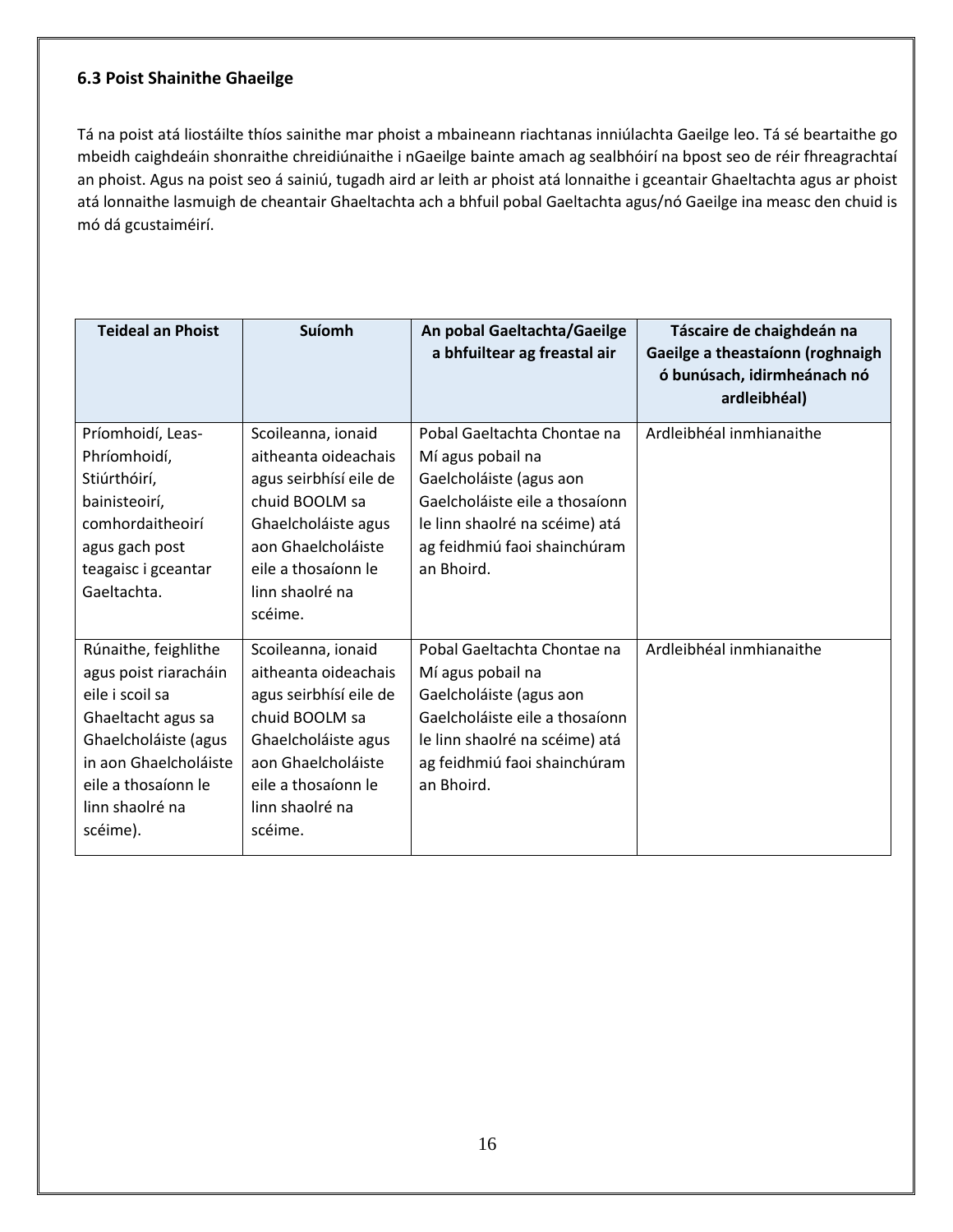### 6.3 Poist Shainithe Ghaeilge

Tá na poist atá liostáilte thíos sainithe mar phoist a mbaineann riachtanas inniúlachta Gaeilge leo. Tá sé beartaithe go mbeidh caighdeáin shonraithe chreidiúnaithe i nGaeilge bainte amach ag sealbhóirí na bpost seo de réir fhreagrachtaí an phoist. Agus na poist seo á sainiú, tugadh aird ar leith ar phoist atá lonnaithe i gceantair Ghaeltachta agus ar phoist atá lonnaithe lasmuigh de cheantair Ghaeltachta ach a bhfuil pobal Gaeltachta agus/nó Gaeilge ina measc den chuid is mó dá gcustaiméirí.

| Teideal an Phoist | Suíomh | An pobal Gaeltachta/Gaeilge a bhfuiltear ag freastal air | Táscaire de chaighdeán na Gaeilge a theastaíonn (roghnaigh ó bunúsach, idirmheánach nó ardleibhéal) |
|---|---|---|---|
| Príomhoidí, Leas-Phríomhoidí, Stiúrthóirí, bainisteoirí, comhordaitheoirí agus gach post teagaisc i gceantar Gaeltachta. | Scoileanna, ionaid aitheanta oideachais agus seirbhísí eile de chuid BOOLM sa Ghaelcholáiste agus aon Ghaelcholáiste eile a thosaíonn le linn shaolré na scéime. | Pobal Gaeltachta Chontae na Mí agus pobail na Gaelcholáiste (agus aon Gaelcholáiste eile a thosaíonn le linn shaolré na scéime) atá ag feidhmiú faoi shainchúram an Bhoird. | Ardleibhéal inmhianaithe |
| Rúnaithe, feighlithe agus poist riaracháin eile i scoil sa Ghaeltacht agus sa Ghaelcholáiste (agus in aon Ghaelcholáiste eile a thosaíonn le linn shaolré na scéime). | Scoileanna, ionaid aitheanta oideachais agus seirbhísí eile de chuid BOOLM sa Ghaelcholáiste agus aon Ghaelcholáiste eile a thosaíonn le linn shaolré na scéime. | Pobal Gaeltachta Chontae na Mí agus pobail na Gaelcholáiste (agus aon Gaelcholáiste eile a thosaíonn le linn shaolré na scéime) atá ag feidhmiú faoi shainchúram an Bhoird. | Ardleibhéal inmhianaithe |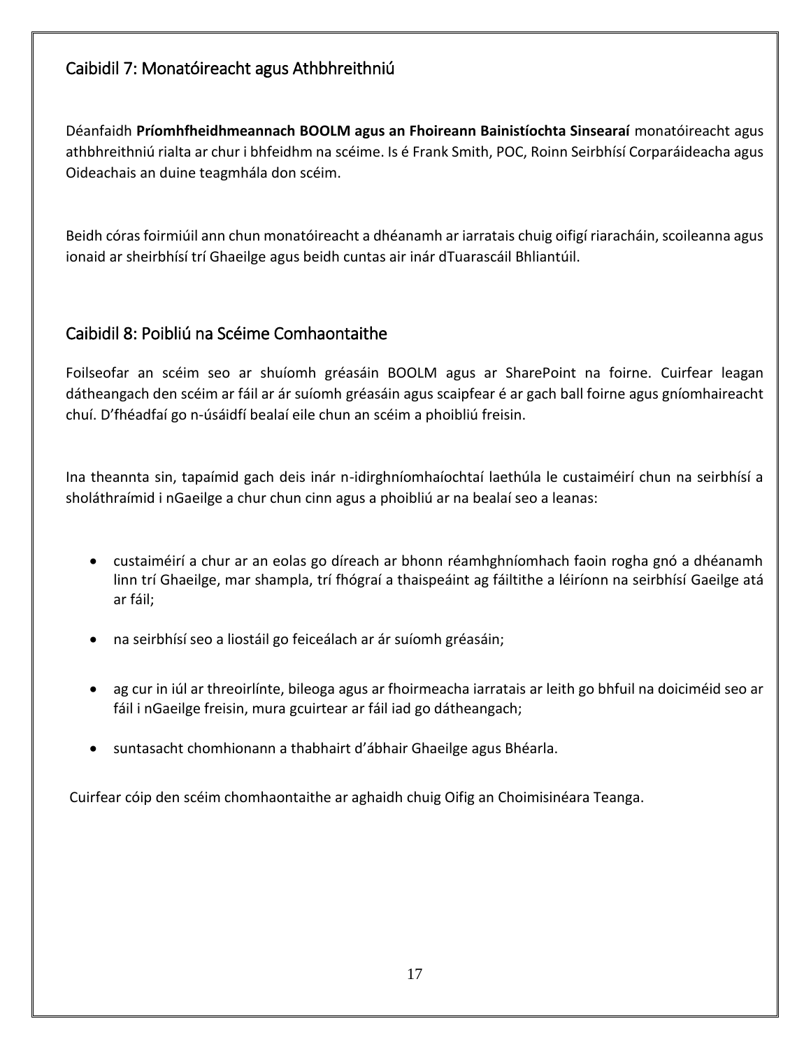## Caibidil 7: Monatóireacht agus Athbhreithniú

Déanfaidh **Príomhfheidhmeannach BOOLM agus an Fhoireann Bainistíochta Sinsearaí** monatóireacht agus athbhreithniú rialta ar chur i bhfeidhm na scéime. Is é Frank Smith, POC, Roinn Seirbhísí Corparáideacha agus Oideachais an duine teagmhála don scéim.

Beidh córas foirmiúil ann chun monatóireacht a dhéanamh ar iarratais chuig oifigí riaracháin, scoileanna agus ionaid ar sheirbhísí trí Ghaeilge agus beidh cuntas air inár dTuarascáil Bhliantúil.

## Caibidil 8: Poibliú na Scéime Comhaontaithe

Foilseofar an scéim seo ar shuíomh gréasáin BOOLM agus ar SharePoint na foirne. Cuirfear leagan dátheangach den scéim ar fáil ar ár suíomh gréasáin agus scaipfear é ar gach ball foirne agus gníomhaireacht chuí. D'fhéadfaí go n-úsáidfí bealaí eile chun an scéim a phoibliú freisin.

Ina theannta sin, tapaímid gach deis inár n-idirghníomhaíochtaí laethúla le custaiméirí chun na seirbhísí a sholáthraímid i nGaeilge a chur chun cinn agus a phoibliú ar na bealaí seo a leanas:

- custaiméirí a chur ar an eolas go díreach ar bhonn réamhghníomhach faoin rogha gnó a dhéanamh linn trí Ghaeilge, mar shampla, trí fhógraí a thaispeáint ag fáiltithe a léiríonn na seirbhísí Gaeilge atá ar fáil;
- na seirbhísí seo a liostáil go feiceálach ar ár suíomh gréasáin;
- ag cur in iúl ar threoirlínte, bileoga agus ar fhoirmeacha iarratais ar leith go bhfuil na doiciméid seo ar fáil i nGaeilge freisin, mura gcuirtear ar fáil iad go dátheangach;
- suntasacht chomhionann a thabhairt d'ábhair Ghaeilge agus Bhéarla.

Cuirfear cóip den scéim chomhaontaithe ar aghaidh chuig Oifig an Choimisinéara Teanga.